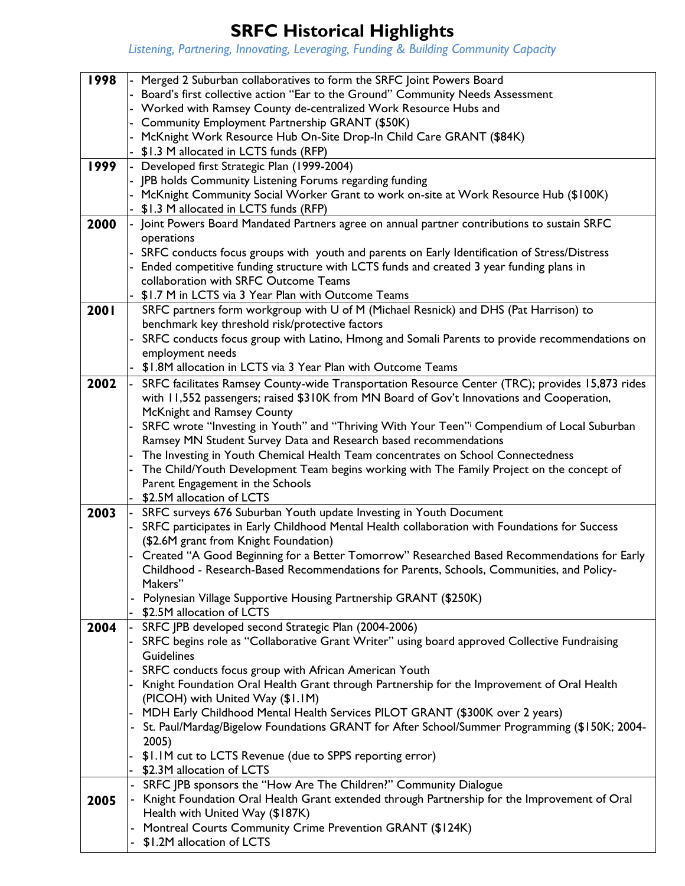# SRFC Historical Highlights

*Listening, Partnering, Innovating, Leveraging, Funding & Building Community Capacity*

| | |
|---|---|
| **1998** | - Merged 2 Suburban collaboratives to form the SRFC Joint Powers Board<br>- Board's first collective action "Ear to the Ground" Community Needs Assessment<br>- Worked with Ramsey County de-centralized Work Resource Hubs and<br>- Community Employment Partnership GRANT ($50K)<br>- McKnight Work Resource Hub On-Site Drop-In Child Care GRANT ($84K)<br>- $1.3 M allocated in LCTS funds (RFP) |
| **1999** | - Developed first Strategic Plan (1999-2004)<br>- JPB holds Community Listening Forums regarding funding<br>- McKnight Community Social Worker Grant to work on-site at Work Resource Hub ($100K)<br>- $1.3 M allocated in LCTS funds (RFP) |
| **2000** | - Joint Powers Board Mandated Partners agree on annual partner contributions to sustain SRFC operations<br>- SRFC conducts focus groups with youth and parents on Early Identification of Stress/Distress<br>- Ended competitive funding structure with LCTS funds and created 3 year funding plans in collaboration with SRFC Outcome Teams<br>- $1.7 M in LCTS via 3 Year Plan with Outcome Teams |
| **2001** | SRFC partners form workgroup with U of M (Michael Resnick) and DHS (Pat Harrison) to benchmark key threshold risk/protective factors<br>- SRFC conducts focus group with Latino, Hmong and Somali Parents to provide recommendations on employment needs<br>- $1.8M allocation in LCTS via 3 Year Plan with Outcome Teams |
| **2002** | - SRFC facilitates Ramsey County-wide Transportation Resource Center (TRC); provides 15,873 rides with 11,552 passengers; raised $310K from MN Board of Gov't Innovations and Cooperation, McKnight and Ramsey County<br>- SRFC wrote "Investing in Youth" and "Thriving With Your Teen"[i] Compendium of Local Suburban Ramsey MN Student Survey Data and Research based recommendations<br>- The Investing in Youth Chemical Health Team concentrates on School Connectedness<br>- The Child/Youth Development Team begins working with The Family Project on the concept of Parent Engagement in the Schools<br>- $2.5M allocation of LCTS |
| **2003** | - SRFC surveys 676 Suburban Youth update Investing in Youth Document<br>- SRFC participates in Early Childhood Mental Health collaboration with Foundations for Success ($2.6M grant from Knight Foundation)<br>- Created "A Good Beginning for a Better Tomorrow" Researched Based Recommendations for Early Childhood - Research-Based Recommendations for Parents, Schools, Communities, and Policy-Makers"<br>- Polynesian Village Supportive Housing Partnership GRANT ($250K)<br>- $2.5M allocation of LCTS |
| **2004** | - SRFC JPB developed second Strategic Plan (2004-2006)<br>- SRFC begins role as "Collaborative Grant Writer" using board approved Collective Fundraising Guidelines<br>- SRFC conducts focus group with African American Youth<br>- Knight Foundation Oral Health Grant through Partnership for the Improvement of Oral Health (PICOH) with United Way ($1.1M)<br>- MDH Early Childhood Mental Health Services PILOT GRANT ($300K over 2 years)<br>- St. Paul/Mardag/Bigelow Foundations GRANT for After School/Summer Programming ($150K; 2004-2005)<br>- $1.1M cut to LCTS Revenue (due to SPPS reporting error)<br>- $2.3M allocation of LCTS |
| **2005** | - SRFC JPB sponsors the "How Are The Children?" Community Dialogue<br>- Knight Foundation Oral Health Grant extended through Partnership for the Improvement of Oral Health with United Way ($187K)<br>- Montreal Courts Community Crime Prevention GRANT ($124K)<br>- $1.2M allocation of LCTS |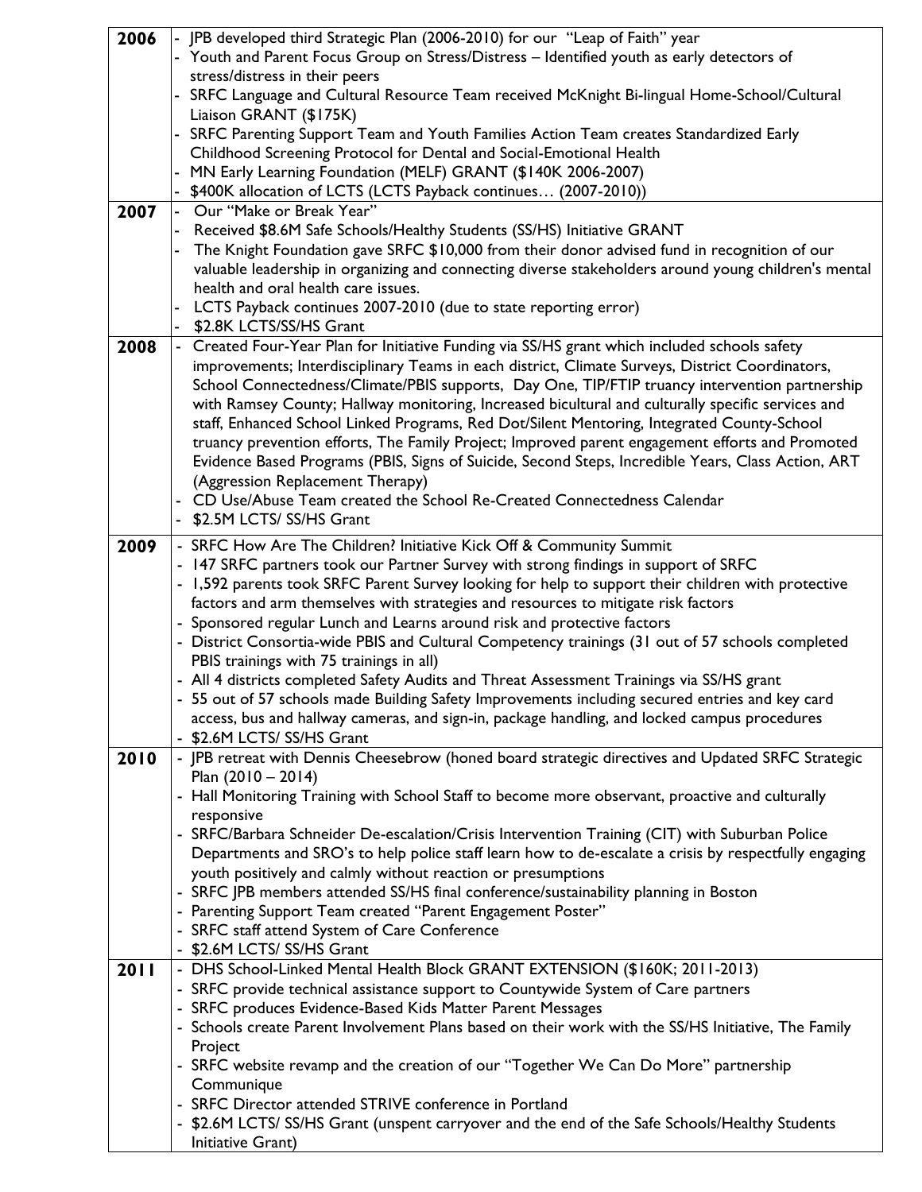| | |
|---|---|
| **2006** | - JPB developed third Strategic Plan (2006-2010) for our "Leap of Faith" year<br>- Youth and Parent Focus Group on Stress/Distress – Identified youth as early detectors of stress/distress in their peers<br>- SRFC Language and Cultural Resource Team received McKnight Bi-lingual Home-School/Cultural Liaison GRANT ($175K)<br>- SRFC Parenting Support Team and Youth Families Action Team creates Standardized Early Childhood Screening Protocol for Dental and Social-Emotional Health<br>- MN Early Learning Foundation (MELF) GRANT ($140K 2006-2007)<br>- $400K allocation of LCTS (LCTS Payback continues… (2007-2010)) |
| **2007** | - Our "Make or Break Year"<br>- Received $8.6M Safe Schools/Healthy Students (SS/HS) Initiative GRANT<br>- The Knight Foundation gave SRFC $10,000 from their donor advised fund in recognition of our valuable leadership in organizing and connecting diverse stakeholders around young children's mental health and oral health care issues.<br>- LCTS Payback continues 2007-2010 (due to state reporting error)<br>- $2.8K LCTS/SS/HS Grant |
| **2008** | - Created Four-Year Plan for Initiative Funding via SS/HS grant which included schools safety improvements; Interdisciplinary Teams in each district, Climate Surveys, District Coordinators, School Connectedness/Climate/PBIS supports, Day One, TIP/FTIP truancy intervention partnership with Ramsey County; Hallway monitoring, Increased bicultural and culturally specific services and staff, Enhanced School Linked Programs, Red Dot/Silent Mentoring, Integrated County-School truancy prevention efforts, The Family Project; Improved parent engagement efforts and Promoted Evidence Based Programs (PBIS, Signs of Suicide, Second Steps, Incredible Years, Class Action, ART (Aggression Replacement Therapy)<br>- CD Use/Abuse Team created the School Re-Created Connectedness Calendar<br>- $2.5M LCTS/ SS/HS Grant |
| **2009** | - SRFC How Are The Children? Initiative Kick Off & Community Summit<br>- 147 SRFC partners took our Partner Survey with strong findings in support of SRFC<br>- 1,592 parents took SRFC Parent Survey looking for help to support their children with protective factors and arm themselves with strategies and resources to mitigate risk factors<br>- Sponsored regular Lunch and Learns around risk and protective factors<br>- District Consortia-wide PBIS and Cultural Competency trainings (31 out of 57 schools completed PBIS trainings with 75 trainings in all)<br>- All 4 districts completed Safety Audits and Threat Assessment Trainings via SS/HS grant<br>- 55 out of 57 schools made Building Safety Improvements including secured entries and key card access, bus and hallway cameras, and sign-in, package handling, and locked campus procedures<br>- $2.6M LCTS/ SS/HS Grant |
| **2010** | - JPB retreat with Dennis Cheesebrow (honed board strategic directives and Updated SRFC Strategic Plan (2010 – 2014)<br>- Hall Monitoring Training with School Staff to become more observant, proactive and culturally responsive<br>- SRFC/Barbara Schneider De-escalation/Crisis Intervention Training (CIT) with Suburban Police Departments and SRO's to help police staff learn how to de-escalate a crisis by respectfully engaging youth positively and calmly without reaction or presumptions<br>- SRFC JPB members attended SS/HS final conference/sustainability planning in Boston<br>- Parenting Support Team created "Parent Engagement Poster"<br>- SRFC staff attend System of Care Conference<br>- $2.6M LCTS/ SS/HS Grant |
| **2011** | - DHS School-Linked Mental Health Block GRANT EXTENSION ($160K; 2011-2013)<br>- SRFC provide technical assistance support to Countywide System of Care partners<br>- SRFC produces Evidence-Based Kids Matter Parent Messages<br>- Schools create Parent Involvement Plans based on their work with the SS/HS Initiative, The Family Project<br>- SRFC website revamp and the creation of our "Together We Can Do More" partnership Communique<br>- SRFC Director attended STRIVE conference in Portland<br>- $2.6M LCTS/ SS/HS Grant (unspent carryover and the end of the Safe Schools/Healthy Students Initiative Grant) |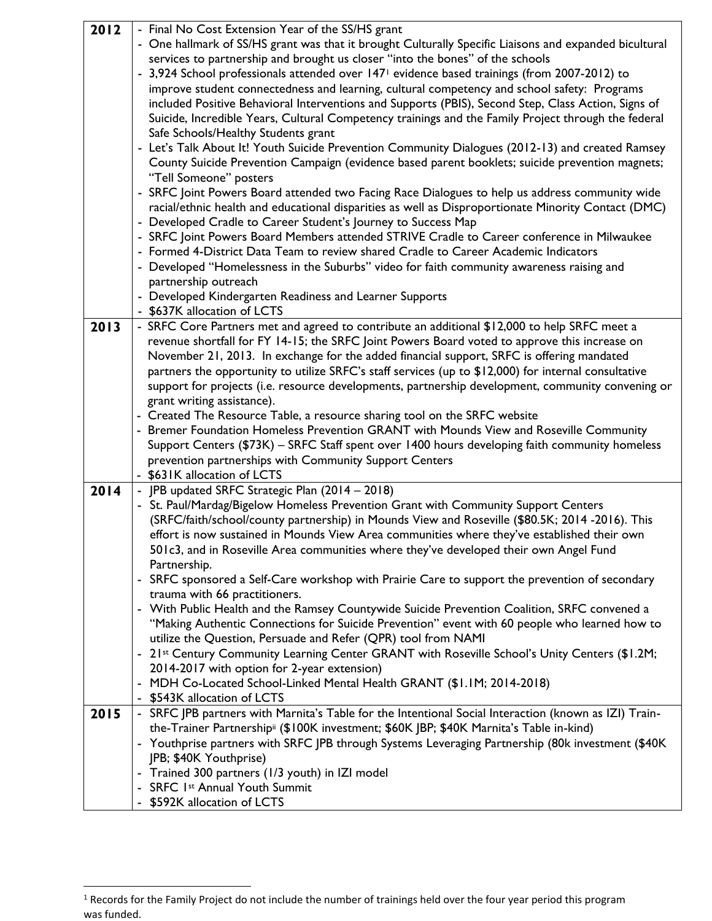| 2012 | - Final No Cost Extension Year of the SS/HS grant<br>- One hallmark of SS/HS grant was that it brought Culturally Specific Liaisons and expanded bicultural services to partnership and brought us closer "into the bones" of the schools<br>- 3,924 School professionals attended over 147[1] evidence based trainings (from 2007-2012) to improve student connectedness and learning, cultural competency and school safety: Programs included Positive Behavioral Interventions and Supports (PBIS), Second Step, Class Action, Signs of Suicide, Incredible Years, Cultural Competency trainings and the Family Project through the federal Safe Schools/Healthy Students grant<br>- Let's Talk About It! Youth Suicide Prevention Community Dialogues (2012-13) and created Ramsey County Suicide Prevention Campaign (evidence based parent booklets; suicide prevention magnets; "Tell Someone" posters<br>- SRFC Joint Powers Board attended two Facing Race Dialogues to help us address community wide racial/ethnic health and educational disparities as well as Disproportionate Minority Contact (DMC)<br>- Developed Cradle to Career Student's Journey to Success Map<br>- SRFC Joint Powers Board Members attended STRIVE Cradle to Career conference in Milwaukee<br>- Formed 4-District Data Team to review shared Cradle to Career Academic Indicators<br>- Developed "Homelessness in the Suburbs" video for faith community awareness raising and partnership outreach<br>- Developed Kindergarten Readiness and Learner Supports<br>- $637K allocation of LCTS |
|---|---|
| 2013 | - SRFC Core Partners met and agreed to contribute an additional $12,000 to help SRFC meet a revenue shortfall for FY 14-15; the SRFC Joint Powers Board voted to approve this increase on November 21, 2013. In exchange for the added financial support, SRFC is offering mandated partners the opportunity to utilize SRFC's staff services (up to $12,000) for internal consultative support for projects (i.e. resource developments, partnership development, community convening or grant writing assistance).<br>- Created The Resource Table, a resource sharing tool on the SRFC website<br>- Bremer Foundation Homeless Prevention GRANT with Mounds View and Roseville Community Support Centers ($73K) – SRFC Staff spent over 1400 hours developing faith community homeless prevention partnerships with Community Support Centers<br>- $631K allocation of LCTS |
| 2014 | - JPB updated SRFC Strategic Plan (2014 – 2018)<br>- St. Paul/Mardag/Bigelow Homeless Prevention Grant with Community Support Centers (SRFC/faith/school/county partnership) in Mounds View and Roseville ($80.5K; 2014 -2016). This effort is now sustained in Mounds View Area communities where they've established their own 501c3, and in Roseville Area communities where they've developed their own Angel Fund Partnership.<br>- SRFC sponsored a Self-Care workshop with Prairie Care to support the prevention of secondary trauma with 66 practitioners.<br>- With Public Health and the Ramsey Countywide Suicide Prevention Coalition, SRFC convened a "Making Authentic Connections for Suicide Prevention" event with 60 people who learned how to utilize the Question, Persuade and Refer (QPR) tool from NAMI<br>- 21st Century Community Learning Center GRANT with Roseville School's Unity Centers ($1.2M; 2014-2017 with option for 2-year extension)<br>- MDH Co-Located School-Linked Mental Health GRANT ($1.1M; 2014-2018)<br>- $543K allocation of LCTS |
| 2015 | - SRFC JPB partners with Marnita's Table for the Intentional Social Interaction (known as IZI) Train-the-Trainer Partnership[ii] ($100K investment; $60K JBP; $40K Marnita's Table in-kind)<br>- Youthprise partners with SRFC JPB through Systems Leveraging Partnership (80k investment ($40K JPB; $40K Youthprise)<br>- Trained 300 partners (1/3 youth) in IZI model<br>- SRFC 1st Annual Youth Summit<br>- $592K allocation of LCTS |

[1] Records for the Family Project do not include the number of trainings held over the four year period this program was funded.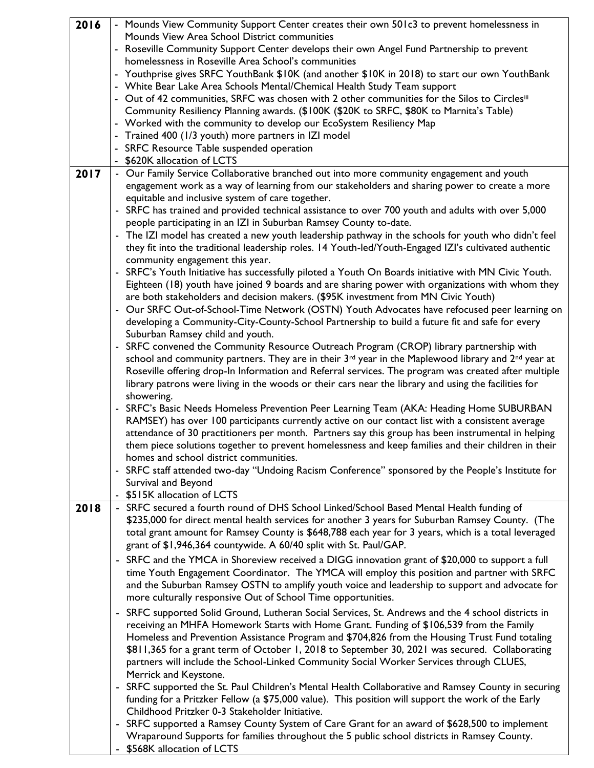| | |
|---|---|
| **2016** | - Mounds View Community Support Center creates their own 501c3 to prevent homelessness in Mounds View Area School District communities<br>- Roseville Community Support Center develops their own Angel Fund Partnership to prevent homelessness in Roseville Area School's communities<br>- Youthprise gives SRFC YouthBank \$10K (and another \$10K in 2018) to start our own YouthBank<br>- White Bear Lake Area Schools Mental/Chemical Health Study Team support<br>- Out of 42 communities, SRFC was chosen with 2 other communities for the Silos to Circles[iii] Community Resiliency Planning awards. (\$100K (\$20K to SRFC, \$80K to Marnita's Table)<br>- Worked with the community to develop our EcoSystem Resiliency Map<br>- Trained 400 (1/3 youth) more partners in IZI model<br>- SRFC Resource Table suspended operation<br>- \$620K allocation of LCTS |
| **2017** | - Our Family Service Collaborative branched out into more community engagement and youth engagement work as a way of learning from our stakeholders and sharing power to create a more equitable and inclusive system of care together.<br>- SRFC has trained and provided technical assistance to over 700 youth and adults with over 5,000 people participating in an IZI in Suburban Ramsey County to-date.<br>- The IZI model has created a new youth leadership pathway in the schools for youth who didn't feel they fit into the traditional leadership roles. 14 Youth-led/Youth-Engaged IZI's cultivated authentic community engagement this year.<br>- SRFC's Youth Initiative has successfully piloted a Youth On Boards initiative with MN Civic Youth. Eighteen (18) youth have joined 9 boards and are sharing power with organizations with whom they are both stakeholders and decision makers. (\$95K investment from MN Civic Youth)<br>- Our SRFC Out-of-School-Time Network (OSTN) Youth Advocates have refocused peer learning on developing a Community-City-County-School Partnership to build a future fit and safe for every Suburban Ramsey child and youth.<br>- SRFC convened the Community Resource Outreach Program (CROP) library partnership with school and community partners. They are in their 3rd year in the Maplewood library and 2nd year at Roseville offering drop-In Information and Referral services. The program was created after multiple library patrons were living in the woods or their cars near the library and using the facilities for showering.<br>- SRFC's Basic Needs Homeless Prevention Peer Learning Team (AKA: Heading Home SUBURBAN RAMSEY) has over 100 participants currently active on our contact list with a consistent average attendance of 30 practitioners per month. Partners say this group has been instrumental in helping them piece solutions together to prevent homelessness and keep families and their children in their homes and school district communities.<br>- SRFC staff attended two-day "Undoing Racism Conference" sponsored by the People's Institute for Survival and Beyond<br>- \$515K allocation of LCTS |
| **2018** | - SRFC secured a fourth round of DHS School Linked/School Based Mental Health funding of \$235,000 for direct mental health services for another 3 years for Suburban Ramsey County. (The total grant amount for Ramsey County is \$648,788 each year for 3 years, which is a total leveraged grant of \$1,946,364 countywide. A 60/40 split with St. Paul/GAP.<br>- SRFC and the YMCA in Shoreview received a DIGG innovation grant of \$20,000 to support a full time Youth Engagement Coordinator. The YMCA will employ this position and partner with SRFC and the Suburban Ramsey OSTN to amplify youth voice and leadership to support and advocate for more culturally responsive Out of School Time opportunities.<br>- SRFC supported Solid Ground, Lutheran Social Services, St. Andrews and the 4 school districts in receiving an MHFA Homework Starts with Home Grant. Funding of \$106,539 from the Family Homeless and Prevention Assistance Program and \$704,826 from the Housing Trust Fund totaling \$811,365 for a grant term of October 1, 2018 to September 30, 2021 was secured. Collaborating partners will include the School-Linked Community Social Worker Services through CLUES, Merrick and Keystone.<br>- SRFC supported the St. Paul Children's Mental Health Collaborative and Ramsey County in securing funding for a Pritzker Fellow (a \$75,000 value). This position will support the work of the Early Childhood Pritzker 0-3 Stakeholder Initiative.<br>- SRFC supported a Ramsey County System of Care Grant for an award of \$628,500 to implement Wraparound Supports for families throughout the 5 public school districts in Ramsey County.<br>- \$568K allocation of LCTS |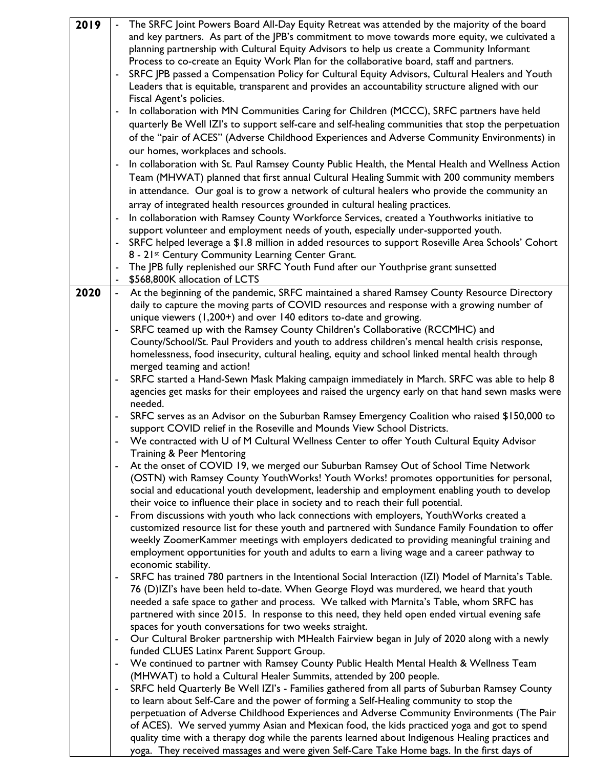| | |
|---|---|
| **2019** | - The SRFC Joint Powers Board All-Day Equity Retreat was attended by the majority of the board and key partners. As part of the JPB's commitment to move towards more equity, we cultivated a planning partnership with Cultural Equity Advisors to help us create a Community Informant Process to co-create an Equity Work Plan for the collaborative board, staff and partners.<br>- SRFC JPB passed a Compensation Policy for Cultural Equity Advisors, Cultural Healers and Youth Leaders that is equitable, transparent and provides an accountability structure aligned with our Fiscal Agent's policies.<br>- In collaboration with MN Communities Caring for Children (MCCC), SRFC partners have held quarterly Be Well IZI's to support self-care and self-healing communities that stop the perpetuation of the "pair of ACES" (Adverse Childhood Experiences and Adverse Community Environments) in our homes, workplaces and schools.<br>- In collaboration with St. Paul Ramsey County Public Health, the Mental Health and Wellness Action Team (MHWAT) planned that first annual Cultural Healing Summit with 200 community members in attendance. Our goal is to grow a network of cultural healers who provide the community an array of integrated health resources grounded in cultural healing practices.<br>- In collaboration with Ramsey County Workforce Services, created a Youthworks initiative to support volunteer and employment needs of youth, especially under-supported youth.<br>- SRFC helped leverage a $1.8 million in added resources to support Roseville Area Schools' Cohort 8 - 21st Century Community Learning Center Grant.<br>- The JPB fully replenished our SRFC Youth Fund after our Youthprise grant sunsetted<br>- $568,800K allocation of LCTS |
| **2020** | - At the beginning of the pandemic, SRFC maintained a shared Ramsey County Resource Directory daily to capture the moving parts of COVID resources and response with a growing number of unique viewers (1,200+) and over 140 editors to-date and growing.<br>- SRFC teamed up with the Ramsey County Children's Collaborative (RCCMHC) and County/School/St. Paul Providers and youth to address children's mental health crisis response, homelessness, food insecurity, cultural healing, equity and school linked mental health through merged teaming and action!<br>- SRFC started a Hand-Sewn Mask Making campaign immediately in March. SRFC was able to help 8 agencies get masks for their employees and raised the urgency early on that hand sewn masks were needed.<br>- SRFC serves as an Advisor on the Suburban Ramsey Emergency Coalition who raised $150,000 to support COVID relief in the Roseville and Mounds View School Districts.<br>- We contracted with U of M Cultural Wellness Center to offer Youth Cultural Equity Advisor Training & Peer Mentoring<br>- At the onset of COVID 19, we merged our Suburban Ramsey Out of School Time Network (OSTN) with Ramsey County YouthWorks! Youth Works! promotes opportunities for personal, social and educational youth development, leadership and employment enabling youth to develop their voice to influence their place in society and to reach their full potential.<br>- From discussions with youth who lack connections with employers, YouthWorks created a customized resource list for these youth and partnered with Sundance Family Foundation to offer weekly ZoomerKammer meetings with employers dedicated to providing meaningful training and employment opportunities for youth and adults to earn a living wage and a career pathway to economic stability.<br>- SRFC has trained 780 partners in the Intentional Social Interaction (IZI) Model of Marnita's Table. 76 (D)IZI's have been held to-date. When George Floyd was murdered, we heard that youth needed a safe space to gather and process. We talked with Marnita's Table, whom SRFC has partnered with since 2015. In response to this need, they held open ended virtual evening safe spaces for youth conversations for two weeks straight.<br>- Our Cultural Broker partnership with MHealth Fairview began in July of 2020 along with a newly funded CLUES Latinx Parent Support Group.<br>- We continued to partner with Ramsey County Public Health Mental Health & Wellness Team (MHWAT) to hold a Cultural Healer Summits, attended by 200 people.<br>- SRFC held Quarterly Be Well IZI's - Families gathered from all parts of Suburban Ramsey County to learn about Self-Care and the power of forming a Self-Healing community to stop the perpetuation of Adverse Childhood Experiences and Adverse Community Environments (The Pair of ACES). We served yummy Asian and Mexican food, the kids practiced yoga and got to spend quality time with a therapy dog while the parents learned about Indigenous Healing practices and yoga. They received massages and were given Self-Care Take Home bags. In the first days of |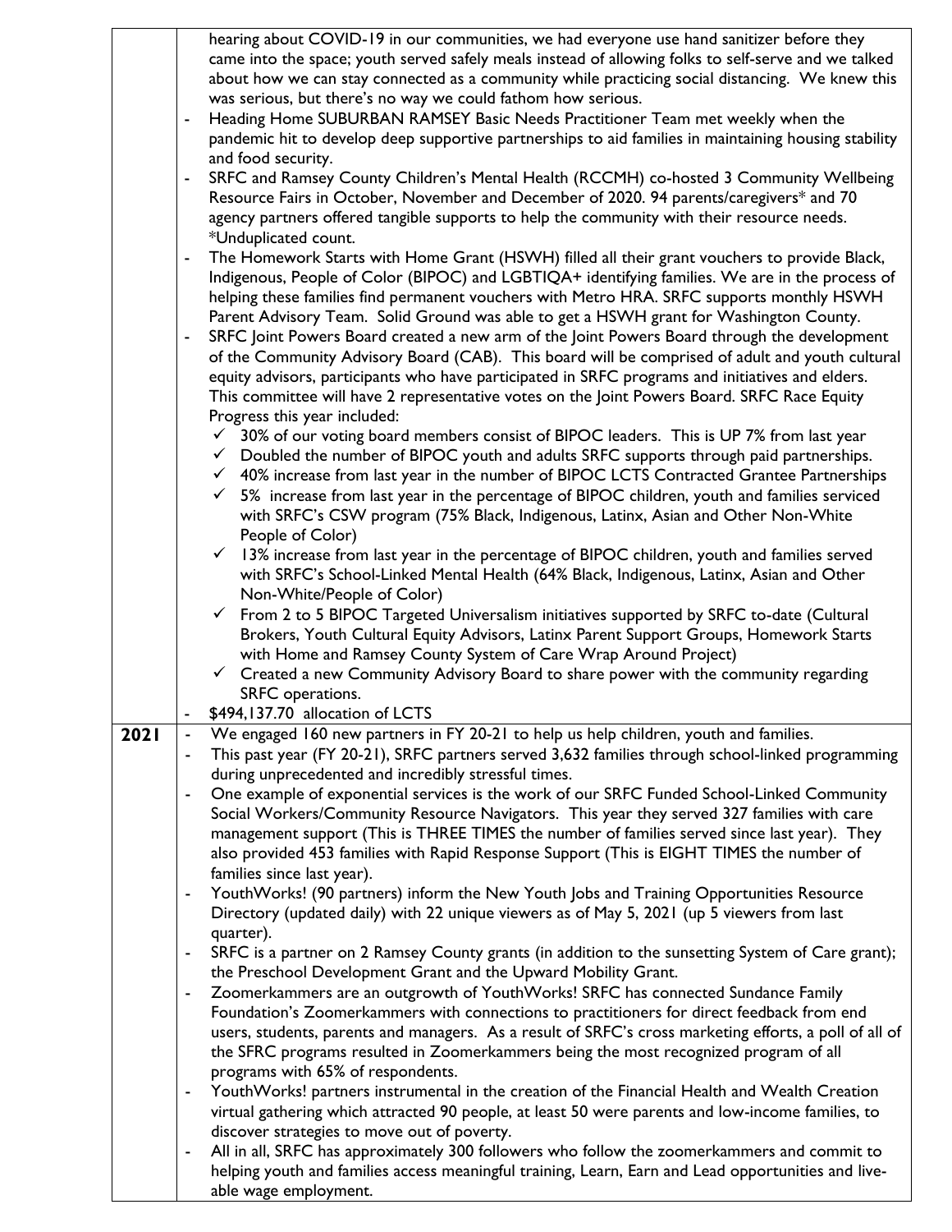| | |
|---|---|
| | hearing about COVID-19 in our communities, we had everyone use hand sanitizer before they came into the space; youth served safely meals instead of allowing folks to self-serve and we talked about how we can stay connected as a community while practicing social distancing. We knew this was serious, but there's no way we could fathom how serious.<br>- Heading Home SUBURBAN RAMSEY Basic Needs Practitioner Team met weekly when the pandemic hit to develop deep supportive partnerships to aid families in maintaining housing stability and food security.<br>- SRFC and Ramsey County Children's Mental Health (RCCMH) co-hosted 3 Community Wellbeing Resource Fairs in October, November and December of 2020. 94 parents/caregivers* and 70 agency partners offered tangible supports to help the community with their resource needs. *Unduplicated count.<br>- The Homework Starts with Home Grant (HSWH) filled all their grant vouchers to provide Black, Indigenous, People of Color (BIPOC) and LGBTIQA+ identifying families. We are in the process of helping these families find permanent vouchers with Metro HRA. SRFC supports monthly HSWH Parent Advisory Team. Solid Ground was able to get a HSWH grant for Washington County.<br>- SRFC Joint Powers Board created a new arm of the Joint Powers Board through the development of the Community Advisory Board (CAB). This board will be comprised of adult and youth cultural equity advisors, participants who have participated in SRFC programs and initiatives and elders. This committee will have 2 representative votes on the Joint Powers Board. SRFC Race Equity Progress this year included:<br>  ✓ 30% of our voting board members consist of BIPOC leaders. This is UP 7% from last year<br>  ✓ Doubled the number of BIPOC youth and adults SRFC supports through paid partnerships.<br>  ✓ 40% increase from last year in the number of BIPOC LCTS Contracted Grantee Partnerships<br>  ✓ 5% increase from last year in the percentage of BIPOC children, youth and families serviced with SRFC's CSW program (75% Black, Indigenous, Latinx, Asian and Other Non-White People of Color)<br>  ✓ 13% increase from last year in the percentage of BIPOC children, youth and families served with SRFC's School-Linked Mental Health (64% Black, Indigenous, Latinx, Asian and Other Non-White/People of Color)<br>  ✓ From 2 to 5 BIPOC Targeted Universalism initiatives supported by SRFC to-date (Cultural Brokers, Youth Cultural Equity Advisors, Latinx Parent Support Groups, Homework Starts with Home and Ramsey County System of Care Wrap Around Project)<br>  ✓ Created a new Community Advisory Board to share power with the community regarding SRFC operations.<br>- $494,137.70 allocation of LCTS |
| **2021** | - We engaged 160 new partners in FY 20-21 to help us help children, youth and families.<br>- This past year (FY 20-21), SRFC partners served 3,632 families through school-linked programming during unprecedented and incredibly stressful times.<br>- One example of exponential services is the work of our SRFC Funded School-Linked Community Social Workers/Community Resource Navigators. This year they served 327 families with care management support (This is THREE TIMES the number of families served since last year). They also provided 453 families with Rapid Response Support (This is EIGHT TIMES the number of families since last year).<br>- YouthWorks! (90 partners) inform the New Youth Jobs and Training Opportunities Resource Directory (updated daily) with 22 unique viewers as of May 5, 2021 (up 5 viewers from last quarter).<br>- SRFC is a partner on 2 Ramsey County grants (in addition to the sunsetting System of Care grant); the Preschool Development Grant and the Upward Mobility Grant.<br>- Zoomerkammers are an outgrowth of YouthWorks! SRFC has connected Sundance Family Foundation's Zoomerkammers with connections to practitioners for direct feedback from end users, students, parents and managers. As a result of SRFC's cross marketing efforts, a poll of all of the SFRC programs resulted in Zoomerkammers being the most recognized program of all programs with 65% of respondents.<br>- YouthWorks! partners instrumental in the creation of the Financial Health and Wealth Creation virtual gathering which attracted 90 people, at least 50 were parents and low-income families, to discover strategies to move out of poverty.<br>- All in all, SRFC has approximately 300 followers who follow the zoomerkammers and commit to helping youth and families access meaningful training, Learn, Earn and Lead opportunities and live-able wage employment. |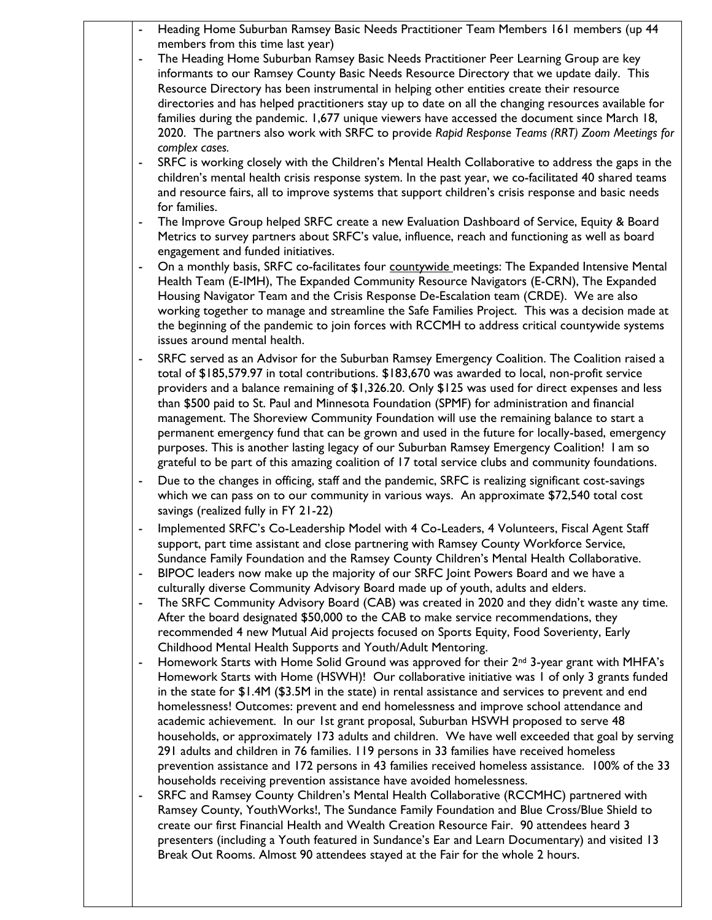- Heading Home Suburban Ramsey Basic Needs Practitioner Team Members 161 members (up 44 members from this time last year)
- The Heading Home Suburban Ramsey Basic Needs Practitioner Peer Learning Group are key informants to our Ramsey County Basic Needs Resource Directory that we update daily. This Resource Directory has been instrumental in helping other entities create their resource directories and has helped practitioners stay up to date on all the changing resources available for families during the pandemic. 1,677 unique viewers have accessed the document since March 18, 2020. The partners also work with SRFC to provide *Rapid Response Teams (RRT) Zoom Meetings for complex cases.*
- SRFC is working closely with the Children's Mental Health Collaborative to address the gaps in the children's mental health crisis response system. In the past year, we co-facilitated 40 shared teams and resource fairs, all to improve systems that support children's crisis response and basic needs for families.
- The Improve Group helped SRFC create a new Evaluation Dashboard of Service, Equity & Board Metrics to survey partners about SRFC's value, influence, reach and functioning as well as board engagement and funded initiatives.
- On a monthly basis, SRFC co-facilitates four countywide meetings: The Expanded Intensive Mental Health Team (E-IMH), The Expanded Community Resource Navigators (E-CRN), The Expanded Housing Navigator Team and the Crisis Response De-Escalation team (CRDE). We are also working together to manage and streamline the Safe Families Project. This was a decision made at the beginning of the pandemic to join forces with RCCMH to address critical countywide systems issues around mental health.
- SRFC served as an Advisor for the Suburban Ramsey Emergency Coalition. The Coalition raised a total of $185,579.97 in total contributions. $183,670 was awarded to local, non-profit service providers and a balance remaining of $1,326.20. Only $125 was used for direct expenses and less than $500 paid to St. Paul and Minnesota Foundation (SPMF) for administration and financial management. The Shoreview Community Foundation will use the remaining balance to start a permanent emergency fund that can be grown and used in the future for locally-based, emergency purposes. This is another lasting legacy of our Suburban Ramsey Emergency Coalition! I am so grateful to be part of this amazing coalition of 17 total service clubs and community foundations.
- Due to the changes in officing, staff and the pandemic, SRFC is realizing significant cost-savings which we can pass on to our community in various ways. An approximate $72,540 total cost savings (realized fully in FY 21-22)
- Implemented SRFC's Co-Leadership Model with 4 Co-Leaders, 4 Volunteers, Fiscal Agent Staff support, part time assistant and close partnering with Ramsey County Workforce Service, Sundance Family Foundation and the Ramsey County Children's Mental Health Collaborative.
- BIPOC leaders now make up the majority of our SRFC Joint Powers Board and we have a culturally diverse Community Advisory Board made up of youth, adults and elders.
- The SRFC Community Advisory Board (CAB) was created in 2020 and they didn't waste any time. After the board designated $50,000 to the CAB to make service recommendations, they recommended 4 new Mutual Aid projects focused on Sports Equity, Food Soverienty, Early Childhood Mental Health Supports and Youth/Adult Mentoring.
- Homework Starts with Home Solid Ground was approved for their 2nd 3-year grant with MHFA's Homework Starts with Home (HSWH)! Our collaborative initiative was 1 of only 3 grants funded in the state for $1.4M ($3.5M in the state) in rental assistance and services to prevent and end homelessness! Outcomes: prevent and end homelessness and improve school attendance and academic achievement. In our 1st grant proposal, Suburban HSWH proposed to serve 48 households, or approximately 173 adults and children. We have well exceeded that goal by serving 291 adults and children in 76 families. 119 persons in 33 families have received homeless prevention assistance and 172 persons in 43 families received homeless assistance. 100% of the 33 households receiving prevention assistance have avoided homelessness.
- SRFC and Ramsey County Children's Mental Health Collaborative (RCCMHC) partnered with Ramsey County, YouthWorks!, The Sundance Family Foundation and Blue Cross/Blue Shield to create our first Financial Health and Wealth Creation Resource Fair. 90 attendees heard 3 presenters (including a Youth featured in Sundance's Ear and Learn Documentary) and visited 13 Break Out Rooms. Almost 90 attendees stayed at the Fair for the whole 2 hours.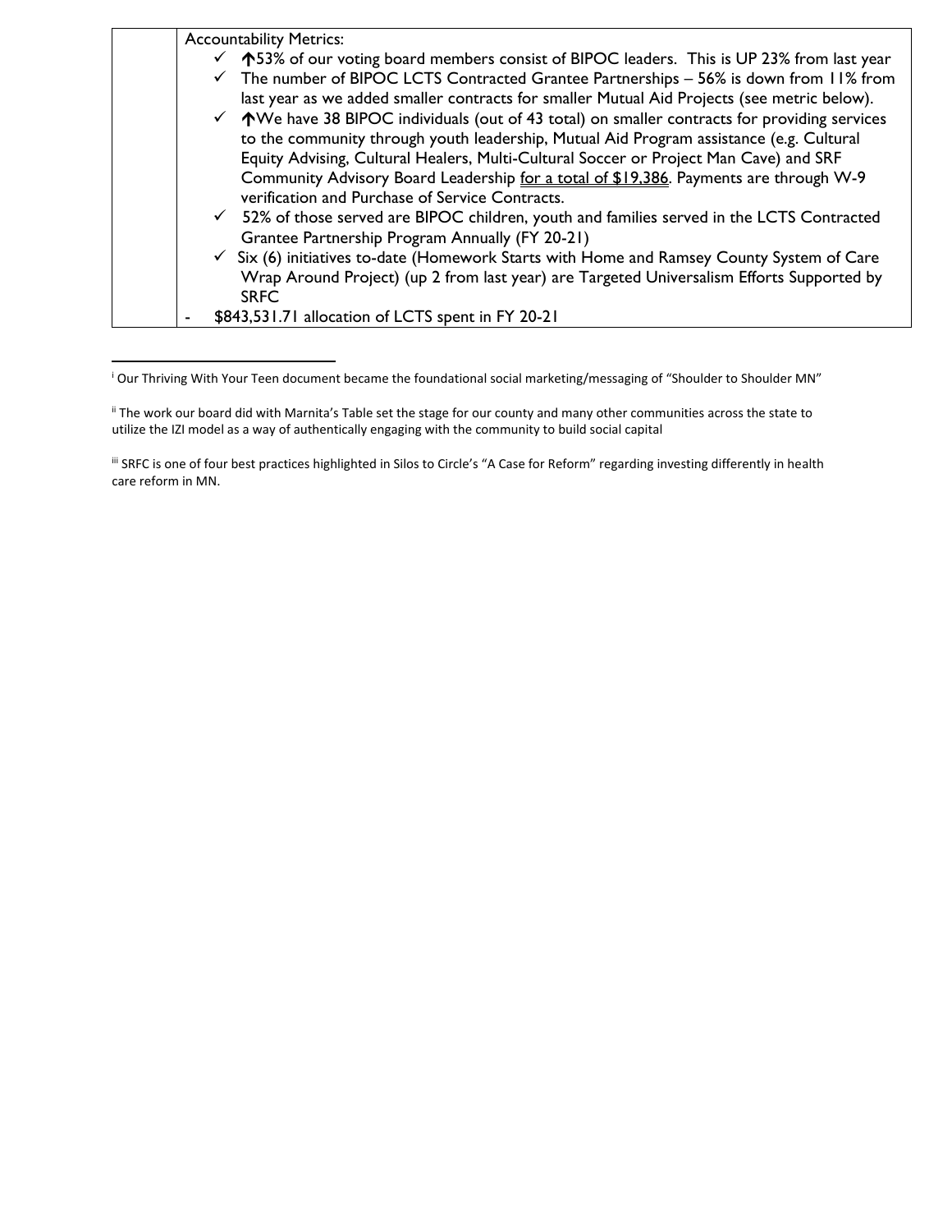| | |
|---|---|
| | Accountability Metrics:<br>✓ ↑53% of our voting board members consist of BIPOC leaders. This is UP 23% from last year<br>✓ The number of BIPOC LCTS Contracted Grantee Partnerships – 56% is down from 11% from last year as we added smaller contracts for smaller Mutual Aid Projects (see metric below).<br>✓ ↑We have 38 BIPOC individuals (out of 43 total) on smaller contracts for providing services to the community through youth leadership, Mutual Aid Program assistance (e.g. Cultural Equity Advising, Cultural Healers, Multi-Cultural Soccer or Project Man Cave) and SRF Community Advisory Board Leadership <u>for a total of $19,386</u>. Payments are through W-9 verification and Purchase of Service Contracts.<br>✓ 52% of those served are BIPOC children, youth and families served in the LCTS Contracted Grantee Partnership Program Annually (FY 20-21)<br>✓ Six (6) initiatives to-date (Homework Starts with Home and Ramsey County System of Care Wrap Around Project) (up 2 from last year) are Targeted Universalism Efforts Supported by SRFC<br>- $843,531.71 allocation of LCTS spent in FY 20-21 |

---

[i] Our Thriving With Your Teen document became the foundational social marketing/messaging of "Shoulder to Shoulder MN"

[ii] The work our board did with Marnita's Table set the stage for our county and many other communities across the state to utilize the IZI model as a way of authentically engaging with the community to build social capital

[iii] SRFC is one of four best practices highlighted in Silos to Circle's "A Case for Reform" regarding investing differently in health care reform in MN.